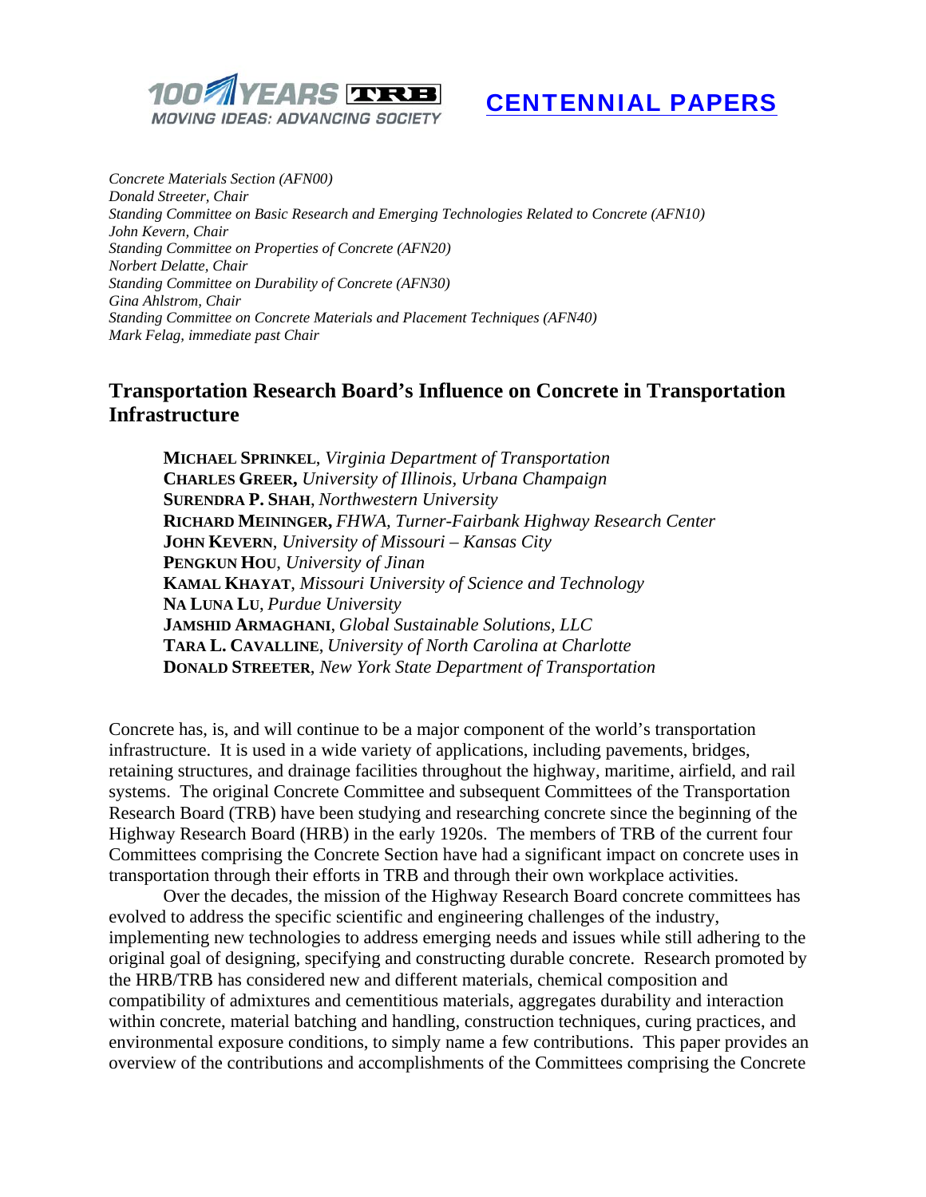100 YEARS TRB
MOVING IDEAS: ADVANCING SOCIETY

CENTENNIAL PAPERS

*Concrete Materials Section (AFN00)*
*Donald Streeter, Chair*
*Standing Committee on Basic Research and Emerging Technologies Related to Concrete (AFN10)*
*John Kevern, Chair*
*Standing Committee on Properties of Concrete (AFN20)*
*Norbert Delatte, Chair*
*Standing Committee on Durability of Concrete (AFN30)*
*Gina Ahlstrom, Chair*
*Standing Committee on Concrete Materials and Placement Techniques (AFN40)*
*Mark Felag, immediate past Chair*

# Transportation Research Board's Influence on Concrete in Transportation Infrastructure

**MICHAEL SPRINKEL**, *Virginia Department of Transportation*
**CHARLES GREER,** *University of Illinois, Urbana Champaign*
**SURENDRA P. SHAH**, *Northwestern University*
**RICHARD MEININGER,** *FHWA, Turner-Fairbank Highway Research Center*
**JOHN KEVERN**, *University of Missouri – Kansas City*
**PENGKUN HOU**, *University of Jinan*
**KAMAL KHAYAT**, *Missouri University of Science and Technology*
**NA LUNA LU**, *Purdue University*
**JAMSHID ARMAGHANI**, *Global Sustainable Solutions, LLC*
**TARA L. CAVALLINE**, *University of North Carolina at Charlotte*
**DONALD STREETER**, *New York State Department of Transportation*

Concrete has, is, and will continue to be a major component of the world's transportation infrastructure. It is used in a wide variety of applications, including pavements, bridges, retaining structures, and drainage facilities throughout the highway, maritime, airfield, and rail systems. The original Concrete Committee and subsequent Committees of the Transportation Research Board (TRB) have been studying and researching concrete since the beginning of the Highway Research Board (HRB) in the early 1920s. The members of TRB of the current four Committees comprising the Concrete Section have had a significant impact on concrete uses in transportation through their efforts in TRB and through their own workplace activities.

Over the decades, the mission of the Highway Research Board concrete committees has evolved to address the specific scientific and engineering challenges of the industry, implementing new technologies to address emerging needs and issues while still adhering to the original goal of designing, specifying and constructing durable concrete. Research promoted by the HRB/TRB has considered new and different materials, chemical composition and compatibility of admixtures and cementitious materials, aggregates durability and interaction within concrete, material batching and handling, construction techniques, curing practices, and environmental exposure conditions, to simply name a few contributions. This paper provides an overview of the contributions and accomplishments of the Committees comprising the Concrete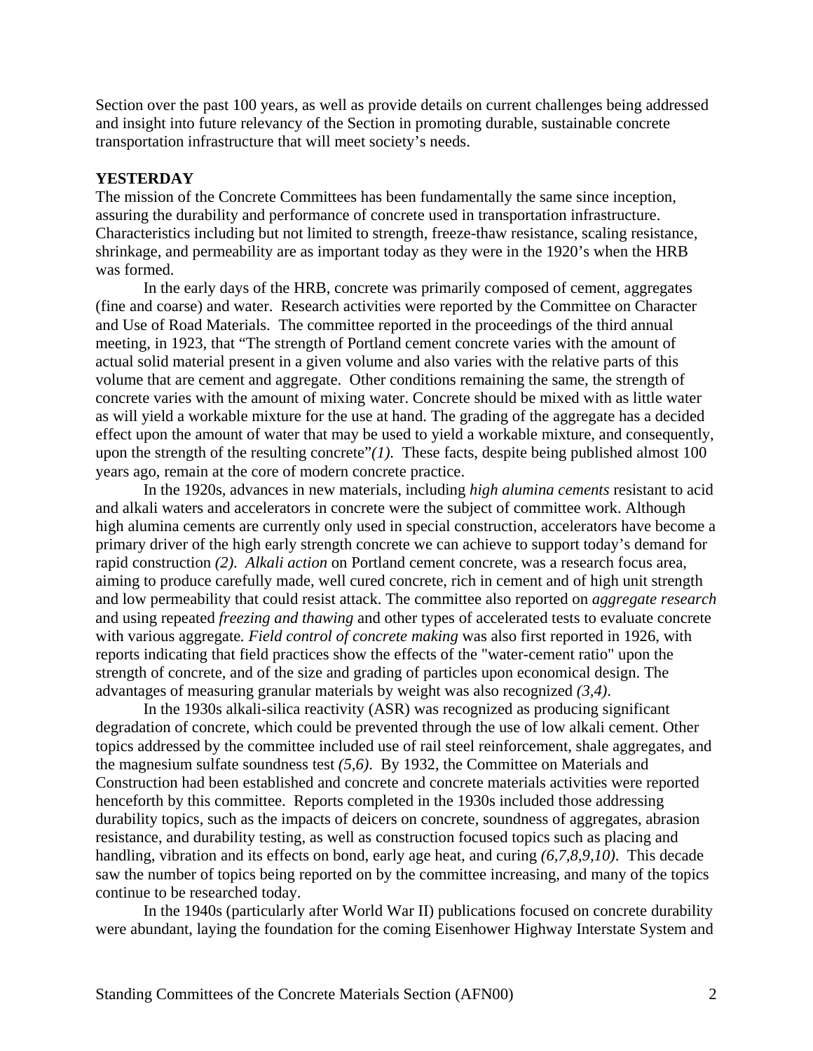Section over the past 100 years, as well as provide details on current challenges being addressed and insight into future relevancy of the Section in promoting durable, sustainable concrete transportation infrastructure that will meet society's needs.

## YESTERDAY

The mission of the Concrete Committees has been fundamentally the same since inception, assuring the durability and performance of concrete used in transportation infrastructure. Characteristics including but not limited to strength, freeze-thaw resistance, scaling resistance, shrinkage, and permeability are as important today as they were in the 1920's when the HRB was formed.

In the early days of the HRB, concrete was primarily composed of cement, aggregates (fine and coarse) and water. Research activities were reported by the Committee on Character and Use of Road Materials. The committee reported in the proceedings of the third annual meeting, in 1923, that "The strength of Portland cement concrete varies with the amount of actual solid material present in a given volume and also varies with the relative parts of this volume that are cement and aggregate. Other conditions remaining the same, the strength of concrete varies with the amount of mixing water. Concrete should be mixed with as little water as will yield a workable mixture for the use at hand. The grading of the aggregate has a decided effect upon the amount of water that may be used to yield a workable mixture, and consequently, upon the strength of the resulting concrete"*(1)*. These facts, despite being published almost 100 years ago, remain at the core of modern concrete practice.

In the 1920s, advances in new materials, including *high alumina cements* resistant to acid and alkali waters and accelerators in concrete were the subject of committee work. Although high alumina cements are currently only used in special construction, accelerators have become a primary driver of the high early strength concrete we can achieve to support today's demand for rapid construction *(2)*. *Alkali action* on Portland cement concrete, was a research focus area, aiming to produce carefully made, well cured concrete, rich in cement and of high unit strength and low permeability that could resist attack. The committee also reported on *aggregate research* and using repeated *freezing and thawing* and other types of accelerated tests to evaluate concrete with various aggregate. *Field control of concrete making* was also first reported in 1926, with reports indicating that field practices show the effects of the "water-cement ratio" upon the strength of concrete, and of the size and grading of particles upon economical design. The advantages of measuring granular materials by weight was also recognized *(3,4)*.

In the 1930s alkali-silica reactivity (ASR) was recognized as producing significant degradation of concrete, which could be prevented through the use of low alkali cement. Other topics addressed by the committee included use of rail steel reinforcement, shale aggregates, and the magnesium sulfate soundness test *(5,6)*. By 1932, the Committee on Materials and Construction had been established and concrete and concrete materials activities were reported henceforth by this committee. Reports completed in the 1930s included those addressing durability topics, such as the impacts of deicers on concrete, soundness of aggregates, abrasion resistance, and durability testing, as well as construction focused topics such as placing and handling, vibration and its effects on bond, early age heat, and curing *(6,7,8,9,10)*. This decade saw the number of topics being reported on by the committee increasing, and many of the topics continue to be researched today.

In the 1940s (particularly after World War II) publications focused on concrete durability were abundant, laying the foundation for the coming Eisenhower Highway Interstate System and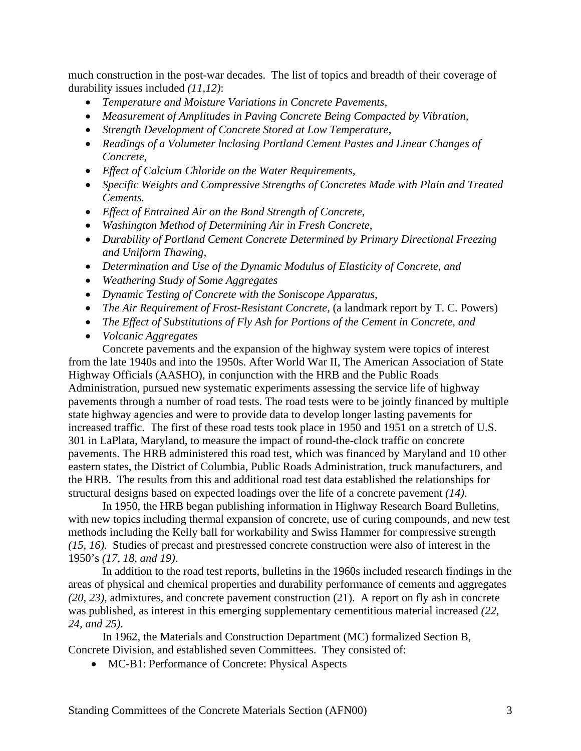much construction in the post-war decades. The list of topics and breadth of their coverage of durability issues included *(11,12)*:

- *Temperature and Moisture Variations in Concrete Pavements,*
- *Measurement of Amplitudes in Paving Concrete Being Compacted by Vibration,*
- *Strength Development of Concrete Stored at Low Temperature,*
- *Readings of a Volumeter lnclosing Portland Cement Pastes and Linear Changes of Concrete,*
- *Effect of Calcium Chloride on the Water Requirements,*
- *Specific Weights and Compressive Strengths of Concretes Made with Plain and Treated Cements.*
- *Effect of Entrained Air on the Bond Strength of Concrete,*
- *Washington Method of Determining Air in Fresh Concrete,*
- *Durability of Portland Cement Concrete Determined by Primary Directional Freezing and Uniform Thawing,*
- *Determination and Use of the Dynamic Modulus of Elasticity of Concrete, and*
- *Weathering Study of Some Aggregates*
- *Dynamic Testing of Concrete with the Soniscope Apparatus*,
- *The Air Requirement of Frost-Resistant Concrete,* (a landmark report by T. C. Powers)
- *The Effect of Substitutions of Fly Ash for Portions of the Cement in Concrete, and*
- *Volcanic Aggregates*

Concrete pavements and the expansion of the highway system were topics of interest from the late 1940s and into the 1950s. After World War II, The American Association of State Highway Officials (AASHO), in conjunction with the HRB and the Public Roads Administration, pursued new systematic experiments assessing the service life of highway pavements through a number of road tests. The road tests were to be jointly financed by multiple state highway agencies and were to provide data to develop longer lasting pavements for increased traffic. The first of these road tests took place in 1950 and 1951 on a stretch of U.S. 301 in LaPlata, Maryland, to measure the impact of round-the-clock traffic on concrete pavements. The HRB administered this road test, which was financed by Maryland and 10 other eastern states, the District of Columbia, Public Roads Administration, truck manufacturers, and the HRB. The results from this and additional road test data established the relationships for structural designs based on expected loadings over the life of a concrete pavement *(14)*.

In 1950, the HRB began publishing information in Highway Research Board Bulletins, with new topics including thermal expansion of concrete, use of curing compounds, and new test methods including the Kelly ball for workability and Swiss Hammer for compressive strength *(15, 16).* Studies of precast and prestressed concrete construction were also of interest in the 1950's *(17, 18, and 19)*.

In addition to the road test reports, bulletins in the 1960s included research findings in the areas of physical and chemical properties and durability performance of cements and aggregates *(20, 23),* admixtures, and concrete pavement construction (21). A report on fly ash in concrete was published, as interest in this emerging supplementary cementitious material increased *(22, 24, and 25).*

In 1962, the Materials and Construction Department (MC) formalized Section B, Concrete Division, and established seven Committees. They consisted of:

- MC-B1: Performance of Concrete: Physical Aspects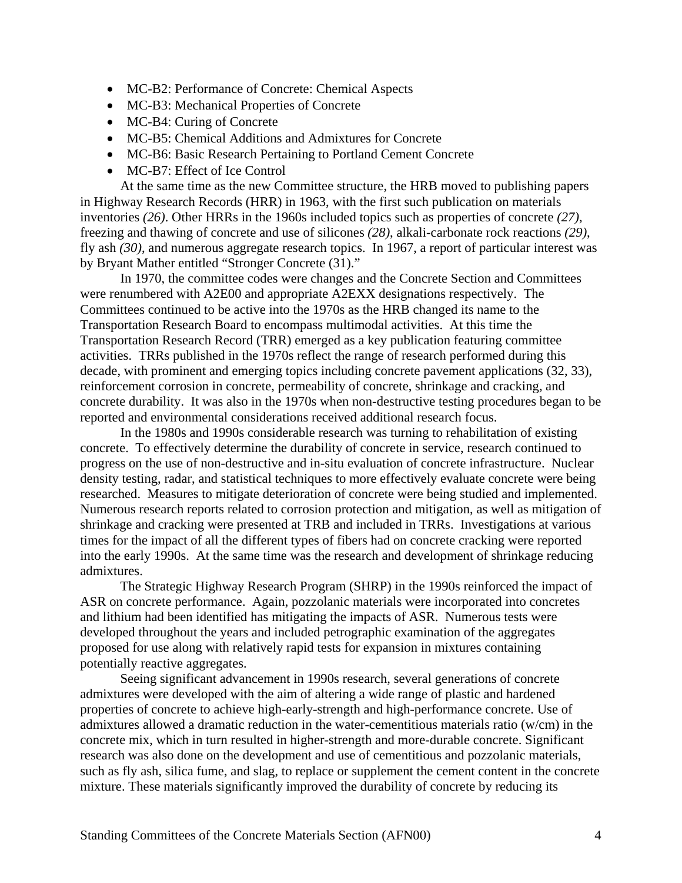- MC-B2: Performance of Concrete: Chemical Aspects
- MC-B3: Mechanical Properties of Concrete
- MC-B4: Curing of Concrete
- MC-B5: Chemical Additions and Admixtures for Concrete
- MC-B6: Basic Research Pertaining to Portland Cement Concrete
- MC-B7: Effect of Ice Control

At the same time as the new Committee structure, the HRB moved to publishing papers in Highway Research Records (HRR) in 1963, with the first such publication on materials inventories *(26)*. Other HRRs in the 1960s included topics such as properties of concrete *(27)*, freezing and thawing of concrete and use of silicones *(28)*, alkali-carbonate rock reactions *(29)*, fly ash *(30)*, and numerous aggregate research topics. In 1967, a report of particular interest was by Bryant Mather entitled "Stronger Concrete (31)."

In 1970, the committee codes were changes and the Concrete Section and Committees were renumbered with A2E00 and appropriate A2EXX designations respectively. The Committees continued to be active into the 1970s as the HRB changed its name to the Transportation Research Board to encompass multimodal activities. At this time the Transportation Research Record (TRR) emerged as a key publication featuring committee activities. TRRs published in the 1970s reflect the range of research performed during this decade, with prominent and emerging topics including concrete pavement applications (32, 33), reinforcement corrosion in concrete, permeability of concrete, shrinkage and cracking, and concrete durability. It was also in the 1970s when non-destructive testing procedures began to be reported and environmental considerations received additional research focus.

In the 1980s and 1990s considerable research was turning to rehabilitation of existing concrete. To effectively determine the durability of concrete in service, research continued to progress on the use of non-destructive and in-situ evaluation of concrete infrastructure. Nuclear density testing, radar, and statistical techniques to more effectively evaluate concrete were being researched. Measures to mitigate deterioration of concrete were being studied and implemented. Numerous research reports related to corrosion protection and mitigation, as well as mitigation of shrinkage and cracking were presented at TRB and included in TRRs. Investigations at various times for the impact of all the different types of fibers had on concrete cracking were reported into the early 1990s. At the same time was the research and development of shrinkage reducing admixtures.

The Strategic Highway Research Program (SHRP) in the 1990s reinforced the impact of ASR on concrete performance. Again, pozzolanic materials were incorporated into concretes and lithium had been identified has mitigating the impacts of ASR. Numerous tests were developed throughout the years and included petrographic examination of the aggregates proposed for use along with relatively rapid tests for expansion in mixtures containing potentially reactive aggregates.

Seeing significant advancement in 1990s research, several generations of concrete admixtures were developed with the aim of altering a wide range of plastic and hardened properties of concrete to achieve high-early-strength and high-performance concrete. Use of admixtures allowed a dramatic reduction in the water-cementitious materials ratio (w/cm) in the concrete mix, which in turn resulted in higher-strength and more-durable concrete. Significant research was also done on the development and use of cementitious and pozzolanic materials, such as fly ash, silica fume, and slag, to replace or supplement the cement content in the concrete mixture. These materials significantly improved the durability of concrete by reducing its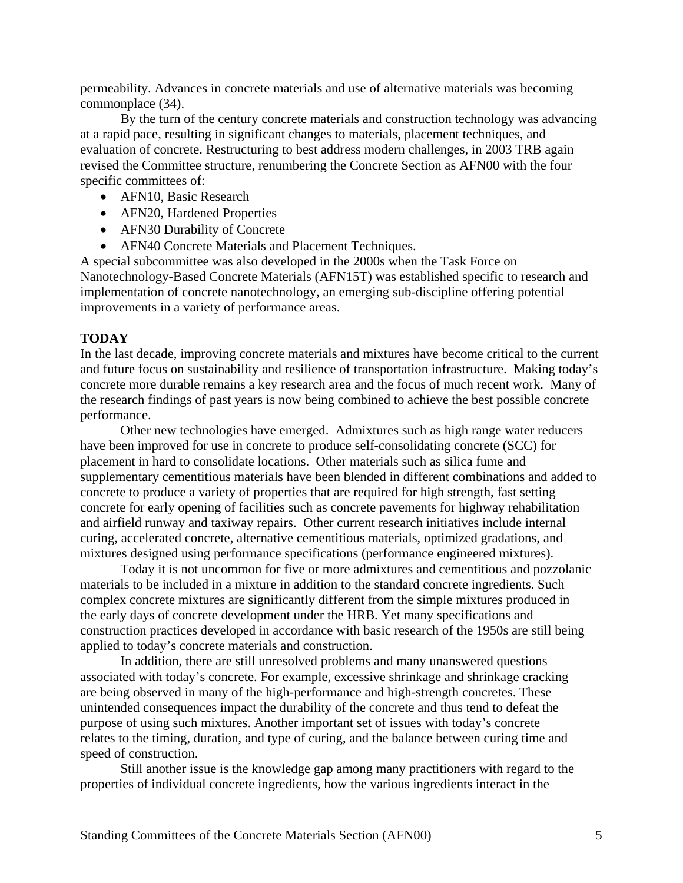permeability. Advances in concrete materials and use of alternative materials was becoming commonplace (34).

By the turn of the century concrete materials and construction technology was advancing at a rapid pace, resulting in significant changes to materials, placement techniques, and evaluation of concrete. Restructuring to best address modern challenges, in 2003 TRB again revised the Committee structure, renumbering the Concrete Section as AFN00 with the four specific committees of:

- AFN10, Basic Research
- AFN20, Hardened Properties
- AFN30 Durability of Concrete
- AFN40 Concrete Materials and Placement Techniques.

A special subcommittee was also developed in the 2000s when the Task Force on Nanotechnology-Based Concrete Materials (AFN15T) was established specific to research and implementation of concrete nanotechnology, an emerging sub-discipline offering potential improvements in a variety of performance areas.

## TODAY

In the last decade, improving concrete materials and mixtures have become critical to the current and future focus on sustainability and resilience of transportation infrastructure. Making today's concrete more durable remains a key research area and the focus of much recent work. Many of the research findings of past years is now being combined to achieve the best possible concrete performance.

Other new technologies have emerged. Admixtures such as high range water reducers have been improved for use in concrete to produce self-consolidating concrete (SCC) for placement in hard to consolidate locations. Other materials such as silica fume and supplementary cementitious materials have been blended in different combinations and added to concrete to produce a variety of properties that are required for high strength, fast setting concrete for early opening of facilities such as concrete pavements for highway rehabilitation and airfield runway and taxiway repairs. Other current research initiatives include internal curing, accelerated concrete, alternative cementitious materials, optimized gradations, and mixtures designed using performance specifications (performance engineered mixtures).

Today it is not uncommon for five or more admixtures and cementitious and pozzolanic materials to be included in a mixture in addition to the standard concrete ingredients. Such complex concrete mixtures are significantly different from the simple mixtures produced in the early days of concrete development under the HRB. Yet many specifications and construction practices developed in accordance with basic research of the 1950s are still being applied to today's concrete materials and construction.

In addition, there are still unresolved problems and many unanswered questions associated with today's concrete. For example, excessive shrinkage and shrinkage cracking are being observed in many of the high-performance and high-strength concretes. These unintended consequences impact the durability of the concrete and thus tend to defeat the purpose of using such mixtures. Another important set of issues with today's concrete relates to the timing, duration, and type of curing, and the balance between curing time and speed of construction.

Still another issue is the knowledge gap among many practitioners with regard to the properties of individual concrete ingredients, how the various ingredients interact in the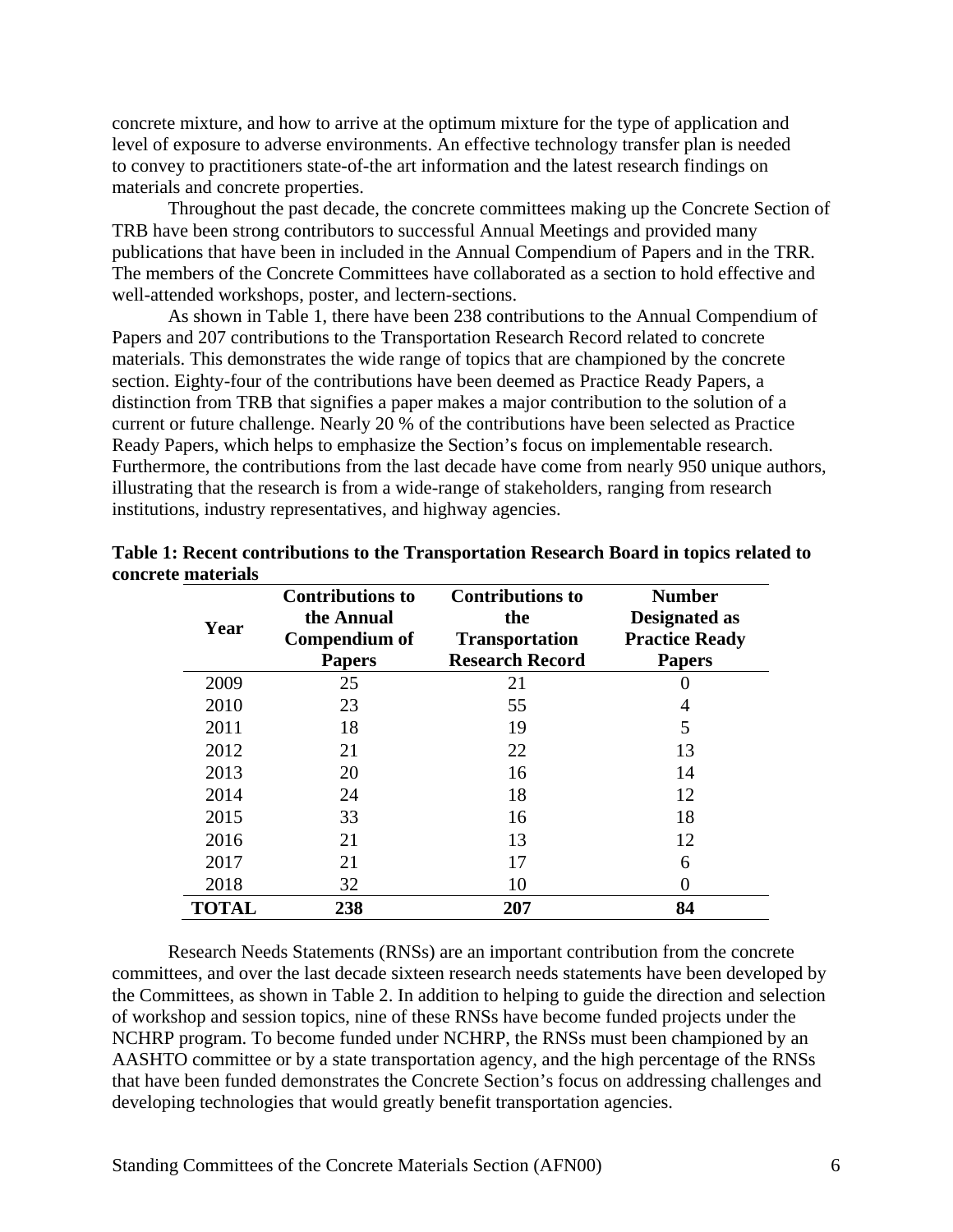concrete mixture, and how to arrive at the optimum mixture for the type of application and level of exposure to adverse environments. An effective technology transfer plan is needed to convey to practitioners state-of-the art information and the latest research findings on materials and concrete properties.

Throughout the past decade, the concrete committees making up the Concrete Section of TRB have been strong contributors to successful Annual Meetings and provided many publications that have been in included in the Annual Compendium of Papers and in the TRR. The members of the Concrete Committees have collaborated as a section to hold effective and well-attended workshops, poster, and lectern-sections.

As shown in Table 1, there have been 238 contributions to the Annual Compendium of Papers and 207 contributions to the Transportation Research Record related to concrete materials. This demonstrates the wide range of topics that are championed by the concrete section. Eighty-four of the contributions have been deemed as Practice Ready Papers, a distinction from TRB that signifies a paper makes a major contribution to the solution of a current or future challenge. Nearly 20 % of the contributions have been selected as Practice Ready Papers, which helps to emphasize the Section's focus on implementable research. Furthermore, the contributions from the last decade have come from nearly 950 unique authors, illustrating that the research is from a wide-range of stakeholders, ranging from research institutions, industry representatives, and highway agencies.

**Table 1: Recent contributions to the Transportation Research Board in topics related to concrete materials**

| Year | Contributions to the Annual Compendium of Papers | Contributions to the Transportation Research Record | Number Designated as Practice Ready Papers |
|---|---|---|---|
| 2009 | 25 | 21 | 0 |
| 2010 | 23 | 55 | 4 |
| 2011 | 18 | 19 | 5 |
| 2012 | 21 | 22 | 13 |
| 2013 | 20 | 16 | 14 |
| 2014 | 24 | 18 | 12 |
| 2015 | 33 | 16 | 18 |
| 2016 | 21 | 13 | 12 |
| 2017 | 21 | 17 | 6 |
| 2018 | 32 | 10 | 0 |
| **TOTAL** | **238** | **207** | **84** |

Research Needs Statements (RNSs) are an important contribution from the concrete committees, and over the last decade sixteen research needs statements have been developed by the Committees, as shown in Table 2. In addition to helping to guide the direction and selection of workshop and session topics, nine of these RNSs have become funded projects under the NCHRP program. To become funded under NCHRP, the RNSs must been championed by an AASHTO committee or by a state transportation agency, and the high percentage of the RNSs that have been funded demonstrates the Concrete Section's focus on addressing challenges and developing technologies that would greatly benefit transportation agencies.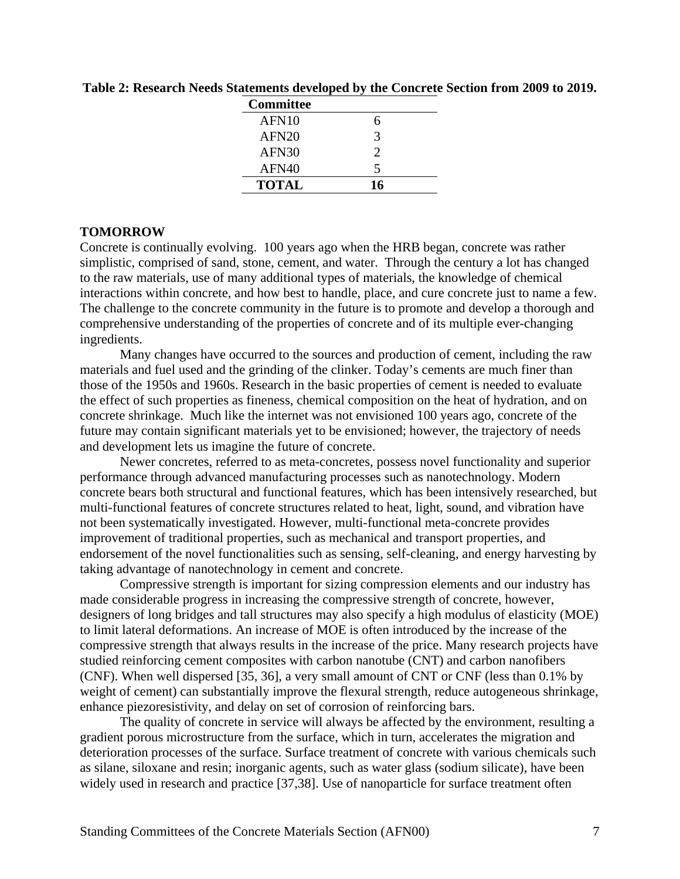**Table 2: Research Needs Statements developed by the Concrete Section from 2009 to 2019.**

| Committee | |
|---|---|
| AFN10 | 6 |
| AFN20 | 3 |
| AFN30 | 2 |
| AFN40 | 5 |
| **TOTAL** | **16** |

**TOMORROW**

Concrete is continually evolving. 100 years ago when the HRB began, concrete was rather simplistic, comprised of sand, stone, cement, and water. Through the century a lot has changed to the raw materials, use of many additional types of materials, the knowledge of chemical interactions within concrete, and how best to handle, place, and cure concrete just to name a few. The challenge to the concrete community in the future is to promote and develop a thorough and comprehensive understanding of the properties of concrete and of its multiple ever-changing ingredients.

Many changes have occurred to the sources and production of cement, including the raw materials and fuel used and the grinding of the clinker. Today's cements are much finer than those of the 1950s and 1960s. Research in the basic properties of cement is needed to evaluate the effect of such properties as fineness, chemical composition on the heat of hydration, and on concrete shrinkage. Much like the internet was not envisioned 100 years ago, concrete of the future may contain significant materials yet to be envisioned; however, the trajectory of needs and development lets us imagine the future of concrete.

Newer concretes, referred to as meta-concretes, possess novel functionality and superior performance through advanced manufacturing processes such as nanotechnology. Modern concrete bears both structural and functional features, which has been intensively researched, but multi-functional features of concrete structures related to heat, light, sound, and vibration have not been systematically investigated. However, multi-functional meta-concrete provides improvement of traditional properties, such as mechanical and transport properties, and endorsement of the novel functionalities such as sensing, self-cleaning, and energy harvesting by taking advantage of nanotechnology in cement and concrete.

Compressive strength is important for sizing compression elements and our industry has made considerable progress in increasing the compressive strength of concrete, however, designers of long bridges and tall structures may also specify a high modulus of elasticity (MOE) to limit lateral deformations. An increase of MOE is often introduced by the increase of the compressive strength that always results in the increase of the price. Many research projects have studied reinforcing cement composites with carbon nanotube (CNT) and carbon nanofibers (CNF). When well dispersed [35, 36], a very small amount of CNT or CNF (less than 0.1% by weight of cement) can substantially improve the flexural strength, reduce autogeneous shrinkage, enhance piezoresistivity, and delay on set of corrosion of reinforcing bars.

The quality of concrete in service will always be affected by the environment, resulting a gradient porous microstructure from the surface, which in turn, accelerates the migration and deterioration processes of the surface. Surface treatment of concrete with various chemicals such as silane, siloxane and resin; inorganic agents, such as water glass (sodium silicate), have been widely used in research and practice [37,38]. Use of nanoparticle for surface treatment often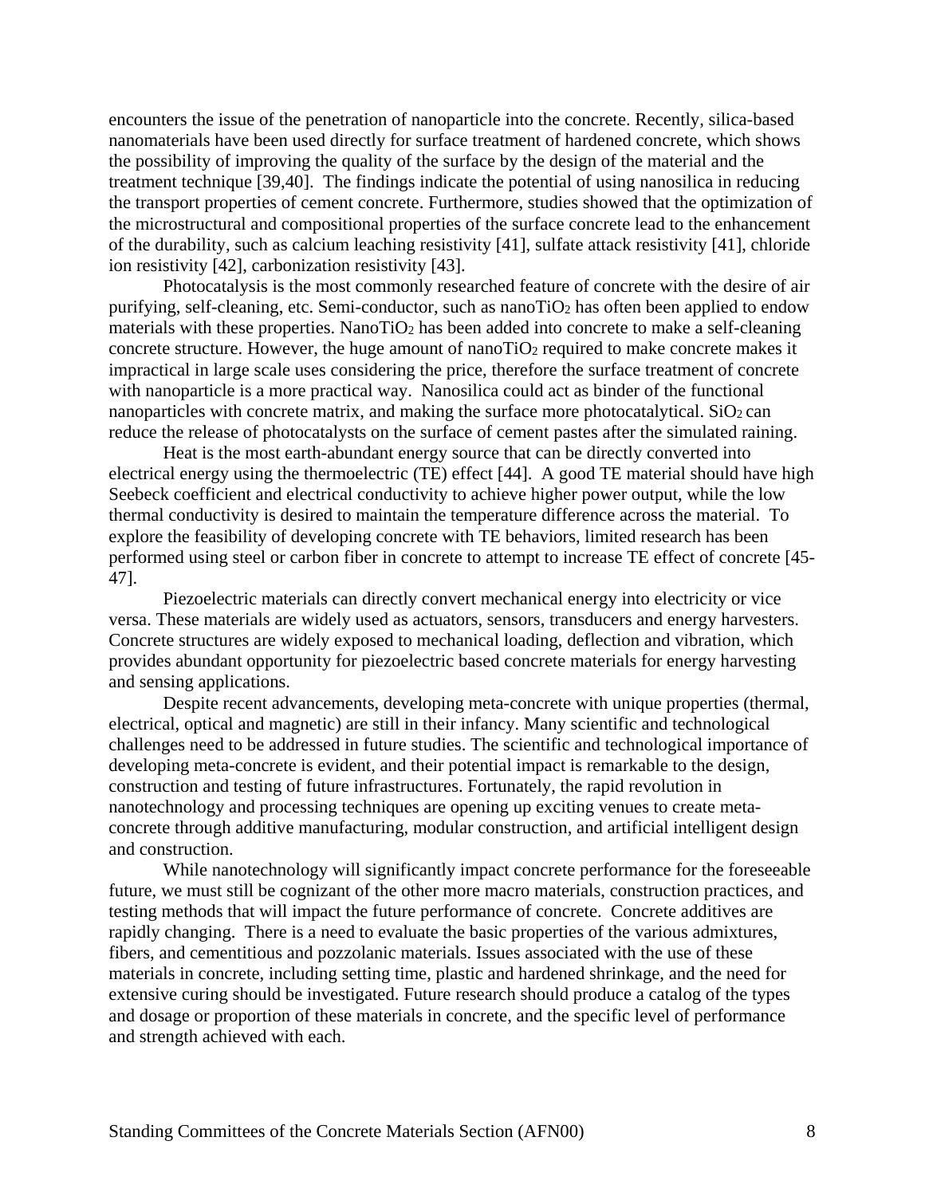encounters the issue of the penetration of nanoparticle into the concrete. Recently, silica-based nanomaterials have been used directly for surface treatment of hardened concrete, which shows the possibility of improving the quality of the surface by the design of the material and the treatment technique [39,40]. The findings indicate the potential of using nanosilica in reducing the transport properties of cement concrete. Furthermore, studies showed that the optimization of the microstructural and compositional properties of the surface concrete lead to the enhancement of the durability, such as calcium leaching resistivity [41], sulfate attack resistivity [41], chloride ion resistivity [42], carbonization resistivity [43].

Photocatalysis is the most commonly researched feature of concrete with the desire of air purifying, self-cleaning, etc. Semi-conductor, such as nano$TiO_2$ has often been applied to endow materials with these properties. Nano$TiO_2$ has been added into concrete to make a self-cleaning concrete structure. However, the huge amount of nano$TiO_2$ required to make concrete makes it impractical in large scale uses considering the price, therefore the surface treatment of concrete with nanoparticle is a more practical way. Nanosilica could act as binder of the functional nanoparticles with concrete matrix, and making the surface more photocatalytical. $SiO_2$ can reduce the release of photocatalysts on the surface of cement pastes after the simulated raining.

Heat is the most earth-abundant energy source that can be directly converted into electrical energy using the thermoelectric (TE) effect [44]. A good TE material should have high Seebeck coefficient and electrical conductivity to achieve higher power output, while the low thermal conductivity is desired to maintain the temperature difference across the material. To explore the feasibility of developing concrete with TE behaviors, limited research has been performed using steel or carbon fiber in concrete to attempt to increase TE effect of concrete [45-47].

Piezoelectric materials can directly convert mechanical energy into electricity or vice versa. These materials are widely used as actuators, sensors, transducers and energy harvesters. Concrete structures are widely exposed to mechanical loading, deflection and vibration, which provides abundant opportunity for piezoelectric based concrete materials for energy harvesting and sensing applications.

Despite recent advancements, developing meta-concrete with unique properties (thermal, electrical, optical and magnetic) are still in their infancy. Many scientific and technological challenges need to be addressed in future studies. The scientific and technological importance of developing meta-concrete is evident, and their potential impact is remarkable to the design, construction and testing of future infrastructures. Fortunately, the rapid revolution in nanotechnology and processing techniques are opening up exciting venues to create meta-concrete through additive manufacturing, modular construction, and artificial intelligent design and construction.

While nanotechnology will significantly impact concrete performance for the foreseeable future, we must still be cognizant of the other more macro materials, construction practices, and testing methods that will impact the future performance of concrete. Concrete additives are rapidly changing. There is a need to evaluate the basic properties of the various admixtures, fibers, and cementitious and pozzolanic materials. Issues associated with the use of these materials in concrete, including setting time, plastic and hardened shrinkage, and the need for extensive curing should be investigated. Future research should produce a catalog of the types and dosage or proportion of these materials in concrete, and the specific level of performance and strength achieved with each.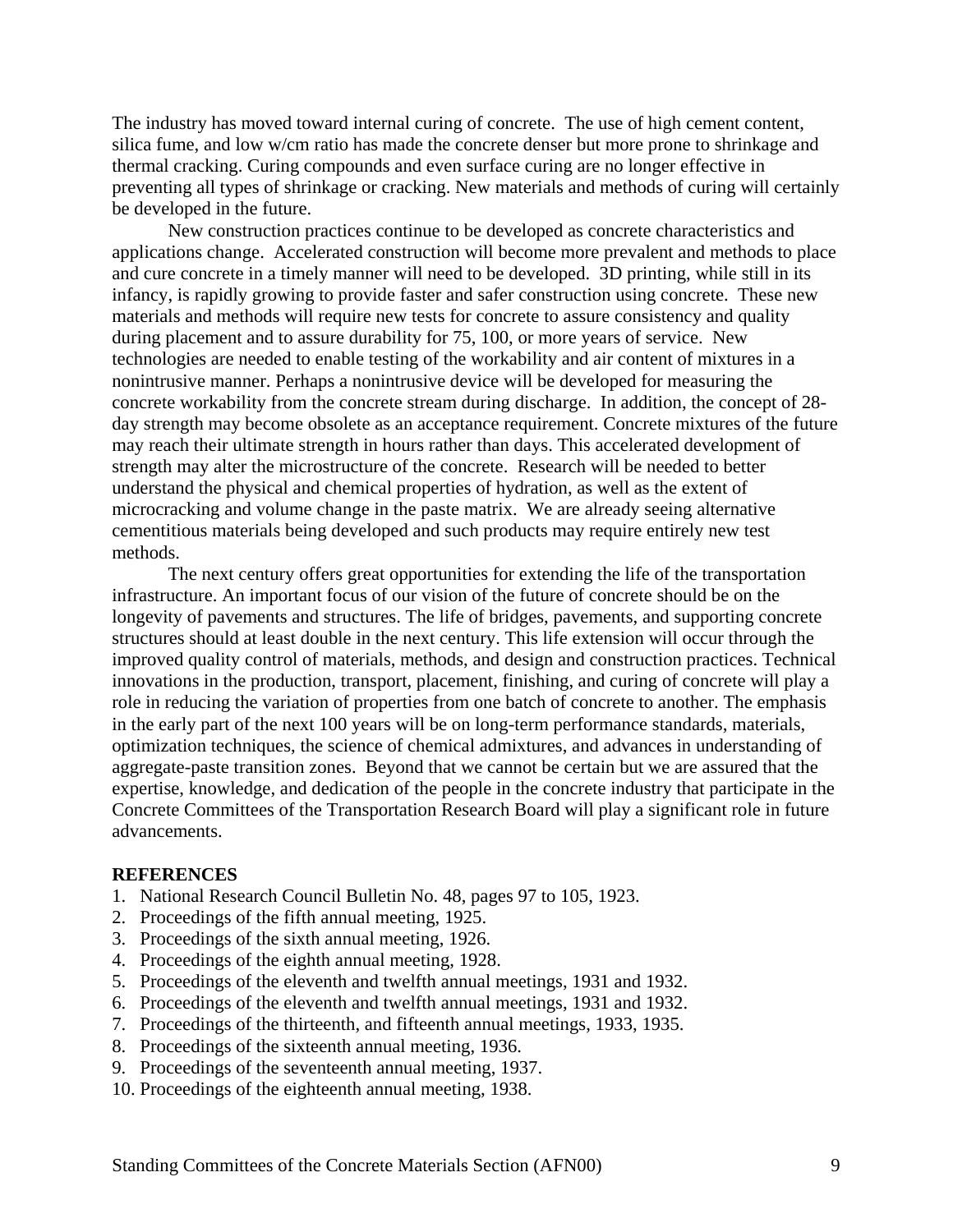The industry has moved toward internal curing of concrete. The use of high cement content, silica fume, and low w/cm ratio has made the concrete denser but more prone to shrinkage and thermal cracking. Curing compounds and even surface curing are no longer effective in preventing all types of shrinkage or cracking. New materials and methods of curing will certainly be developed in the future.

New construction practices continue to be developed as concrete characteristics and applications change. Accelerated construction will become more prevalent and methods to place and cure concrete in a timely manner will need to be developed. 3D printing, while still in its infancy, is rapidly growing to provide faster and safer construction using concrete. These new materials and methods will require new tests for concrete to assure consistency and quality during placement and to assure durability for 75, 100, or more years of service. New technologies are needed to enable testing of the workability and air content of mixtures in a nonintrusive manner. Perhaps a nonintrusive device will be developed for measuring the concrete workability from the concrete stream during discharge. In addition, the concept of 28-day strength may become obsolete as an acceptance requirement. Concrete mixtures of the future may reach their ultimate strength in hours rather than days. This accelerated development of strength may alter the microstructure of the concrete. Research will be needed to better understand the physical and chemical properties of hydration, as well as the extent of microcracking and volume change in the paste matrix. We are already seeing alternative cementitious materials being developed and such products may require entirely new test methods.

The next century offers great opportunities for extending the life of the transportation infrastructure. An important focus of our vision of the future of concrete should be on the longevity of pavements and structures. The life of bridges, pavements, and supporting concrete structures should at least double in the next century. This life extension will occur through the improved quality control of materials, methods, and design and construction practices. Technical innovations in the production, transport, placement, finishing, and curing of concrete will play a role in reducing the variation of properties from one batch of concrete to another. The emphasis in the early part of the next 100 years will be on long-term performance standards, materials, optimization techniques, the science of chemical admixtures, and advances in understanding of aggregate-paste transition zones. Beyond that we cannot be certain but we are assured that the expertise, knowledge, and dedication of the people in the concrete industry that participate in the Concrete Committees of the Transportation Research Board will play a significant role in future advancements.

**REFERENCES**

1. National Research Council Bulletin No. 48, pages 97 to 105, 1923.
2. Proceedings of the fifth annual meeting, 1925.
3. Proceedings of the sixth annual meeting, 1926.
4. Proceedings of the eighth annual meeting, 1928.
5. Proceedings of the eleventh and twelfth annual meetings, 1931 and 1932.
6. Proceedings of the eleventh and twelfth annual meetings, 1931 and 1932.
7. Proceedings of the thirteenth, and fifteenth annual meetings, 1933, 1935.
8. Proceedings of the sixteenth annual meeting, 1936.
9. Proceedings of the seventeenth annual meeting, 1937.
10. Proceedings of the eighteenth annual meeting, 1938.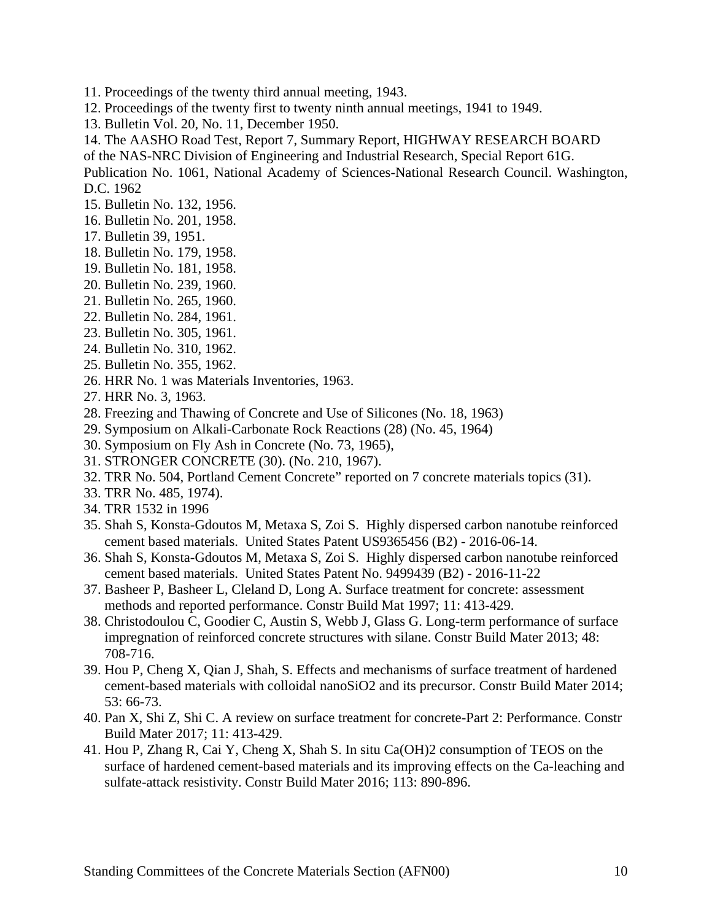11. Proceedings of the twenty third annual meeting, 1943.
12. Proceedings of the twenty first to twenty ninth annual meetings, 1941 to 1949.
13. Bulletin Vol. 20, No. 11, December 1950.
14. The AASHO Road Test, Report 7, Summary Report, HIGHWAY RESEARCH BOARD of the NAS-NRC Division of Engineering and Industrial Research, Special Report 61G. Publication No. 1061, National Academy of Sciences-National Research Council. Washington, D.C. 1962
15. Bulletin No. 132, 1956.
16. Bulletin No. 201, 1958.
17. Bulletin 39, 1951.
18. Bulletin No. 179, 1958.
19. Bulletin No. 181, 1958.
20. Bulletin No. 239, 1960.
21. Bulletin No. 265, 1960.
22. Bulletin No. 284, 1961.
23. Bulletin No. 305, 1961.
24. Bulletin No. 310, 1962.
25. Bulletin No. 355, 1962.
26. HRR No. 1 was Materials Inventories, 1963.
27. HRR No. 3, 1963.
28. Freezing and Thawing of Concrete and Use of Silicones (No. 18, 1963)
29. Symposium on Alkali-Carbonate Rock Reactions (28) (No. 45, 1964)
30. Symposium on Fly Ash in Concrete (No. 73, 1965),
31. STRONGER CONCRETE (30). (No. 210, 1967).
32. TRR No. 504, Portland Cement Concrete" reported on 7 concrete materials topics (31).
33. TRR No. 485, 1974).
34. TRR 1532 in 1996
35. Shah S, Konsta-Gdoutos M, Metaxa S, Zoi S. Highly dispersed carbon nanotube reinforced cement based materials. United States Patent US9365456 (B2) - 2016-06-14.
36. Shah S, Konsta-Gdoutos M, Metaxa S, Zoi S. Highly dispersed carbon nanotube reinforced cement based materials. United States Patent No. 9499439 (B2) - 2016-11-22
37. Basheer P, Basheer L, Cleland D, Long A. Surface treatment for concrete: assessment methods and reported performance. Constr Build Mat 1997; 11: 413-429.
38. Christodoulou C, Goodier C, Austin S, Webb J, Glass G. Long-term performance of surface impregnation of reinforced concrete structures with silane. Constr Build Mater 2013; 48: 708-716.
39. Hou P, Cheng X, Qian J, Shah, S. Effects and mechanisms of surface treatment of hardened cement-based materials with colloidal nano$SiO_2$ and its precursor. Constr Build Mater 2014; 53: 66-73.
40. Pan X, Shi Z, Shi C. A review on surface treatment for concrete-Part 2: Performance. Constr Build Mater 2017; 11: 413-429.
41. Hou P, Zhang R, Cai Y, Cheng X, Shah S. In situ $Ca(OH)_2$ consumption of TEOS on the surface of hardened cement-based materials and its improving effects on the Ca-leaching and sulfate-attack resistivity. Constr Build Mater 2016; 113: 890-896.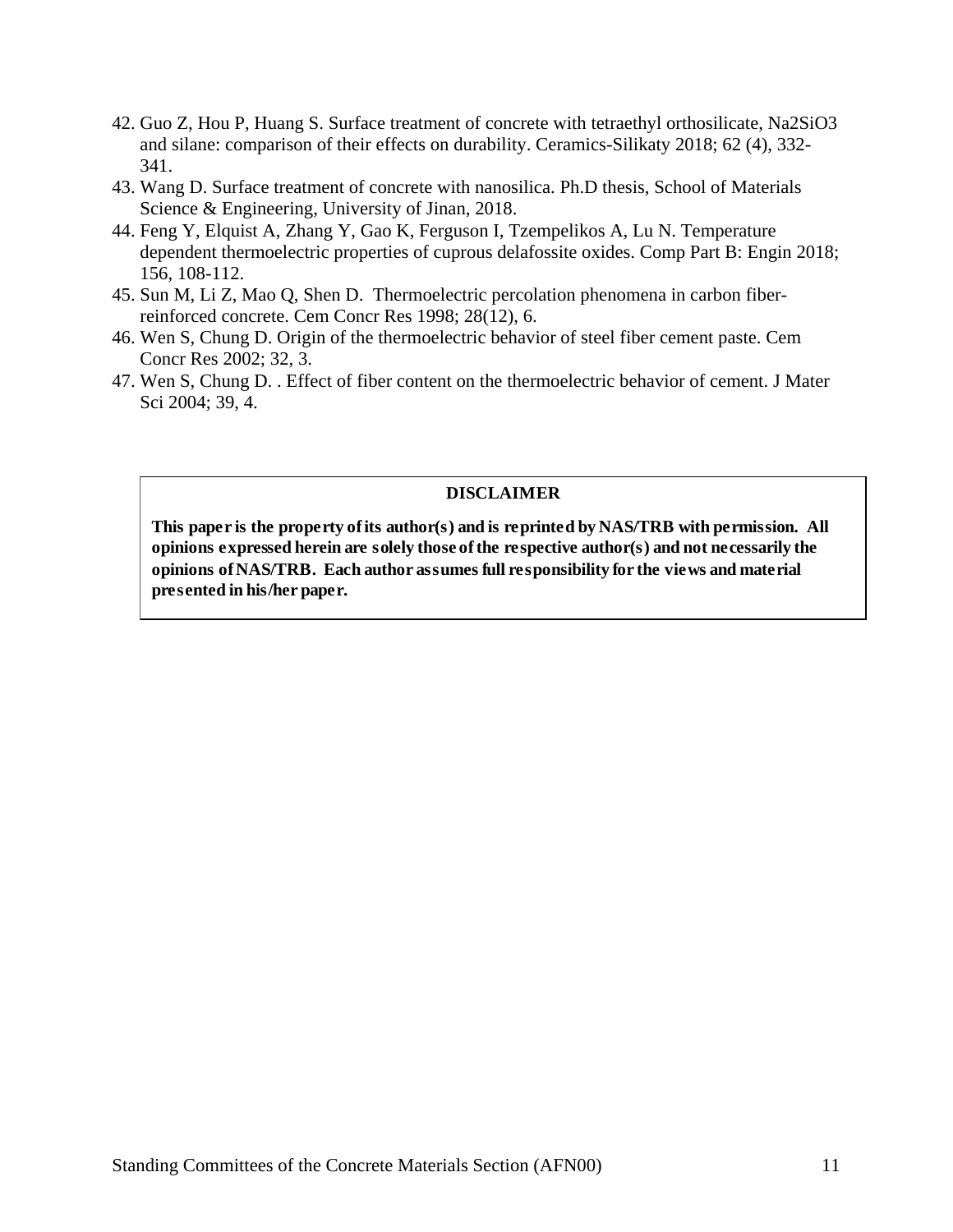42. Guo Z, Hou P, Huang S. Surface treatment of concrete with tetraethyl orthosilicate, $Na_2SiO_3$ and silane: comparison of their effects on durability. Ceramics-Silikaty 2018; 62 (4), 332-341.
43. Wang D. Surface treatment of concrete with nanosilica. Ph.D thesis, School of Materials Science & Engineering, University of Jinan, 2018.
44. Feng Y, Elquist A, Zhang Y, Gao K, Ferguson I, Tzempelikos A, Lu N. Temperature dependent thermoelectric properties of cuprous delafossite oxides. Comp Part B: Engin 2018; 156, 108-112.
45. Sun M, Li Z, Mao Q, Shen D. Thermoelectric percolation phenomena in carbon fiber-reinforced concrete. Cem Concr Res 1998; 28(12), 6.
46. Wen S, Chung D. Origin of the thermoelectric behavior of steel fiber cement paste. Cem Concr Res 2002; 32, 3.
47. Wen S, Chung D. . Effect of fiber content on the thermoelectric behavior of cement. J Mater Sci 2004; 39, 4.

**DISCLAIMER**

**This paper is the property of its author(s) and is reprinted by NAS/TRB with permission. All opinions expressed herein are solely those of the respective author(s) and not necessarily the opinions of NAS/TRB. Each author assumes full responsibility for the views and material presented in his/her paper.**